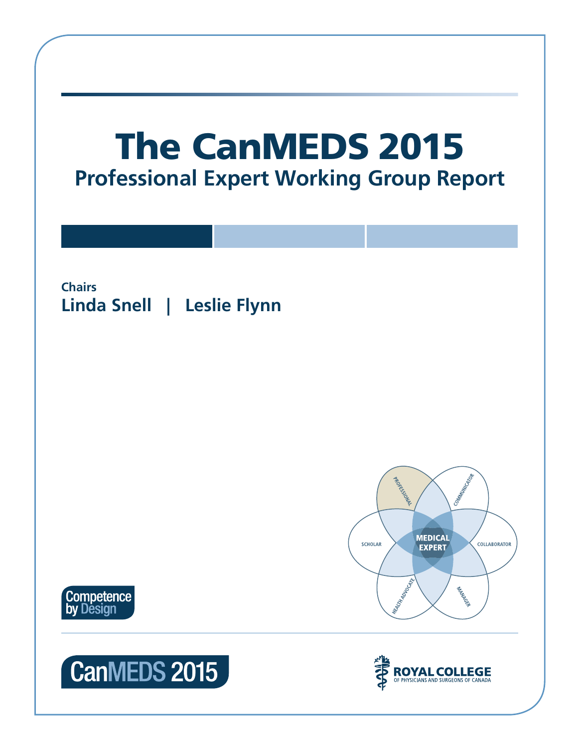# The CanMEDS 2015

## Professional Expert Working Group Report

**Chairs**

**Linda Snell | Leslie Flynn**

PROFESSIONAL
COMMUNICATOR
SCHOLAR
MEDICAL EXPERT
COLLABORATOR
HEALTH ADVOCATE
MANAGER

Competence by Design

CanMEDS 2015

ROYAL COLLEGE OF PHYSICIANS AND SURGEONS OF CANADA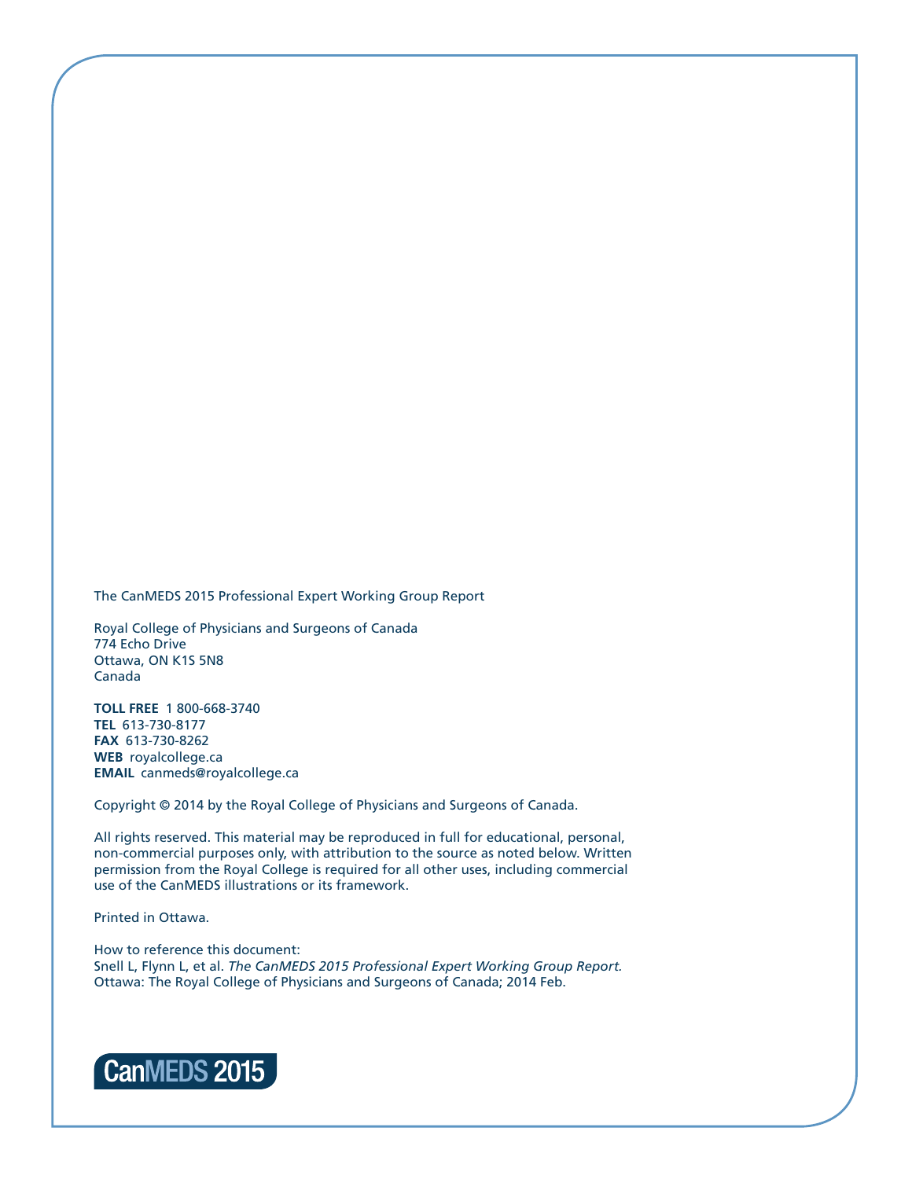The CanMEDS 2015 Professional Expert Working Group Report

Royal College of Physicians and Surgeons of Canada
774 Echo Drive
Ottawa, ON K1S 5N8
Canada

**TOLL FREE** 1 800-668-3740
**TEL** 613-730-8177
**FAX** 613-730-8262
**WEB** royalcollege.ca
**EMAIL** canmeds@royalcollege.ca

Copyright © 2014 by the Royal College of Physicians and Surgeons of Canada.

All rights reserved. This material may be reproduced in full for educational, personal, non-commercial purposes only, with attribution to the source as noted below. Written permission from the Royal College is required for all other uses, including commercial use of the CanMEDS illustrations or its framework.

Printed in Ottawa.

How to reference this document:
Snell L, Flynn L, et al. *The CanMEDS 2015 Professional Expert Working Group Report.* Ottawa: The Royal College of Physicians and Surgeons of Canada; 2014 Feb.

CanMEDS 2015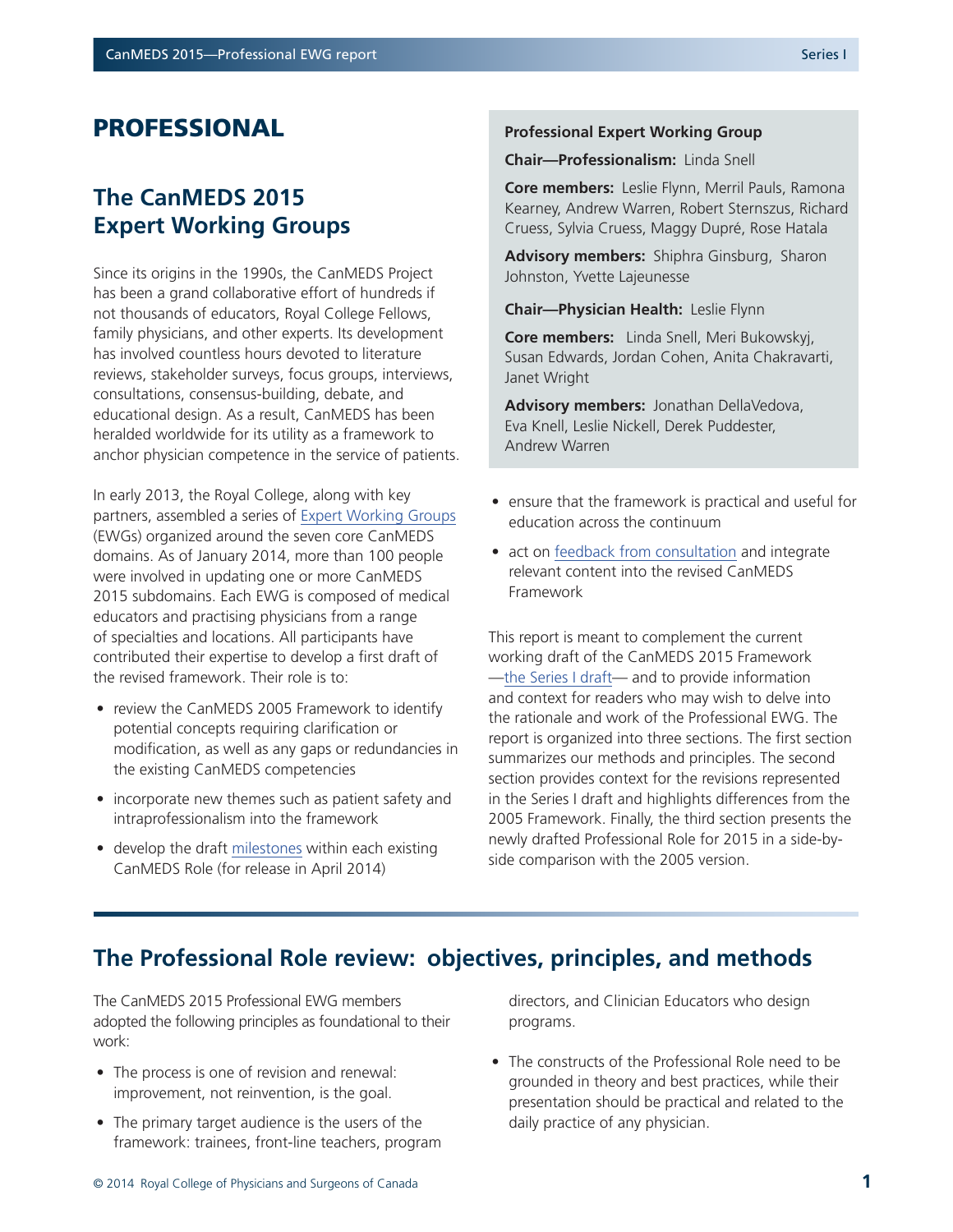# PROFESSIONAL

## The CanMEDS 2015 Expert Working Groups

Since its origins in the 1990s, the CanMEDS Project has been a grand collaborative effort of hundreds if not thousands of educators, Royal College Fellows, family physicians, and other experts. Its development has involved countless hours devoted to literature reviews, stakeholder surveys, focus groups, interviews, consultations, consensus-building, debate, and educational design. As a result, CanMEDS has been heralded worldwide for its utility as a framework to anchor physician competence in the service of patients.

In early 2013, the Royal College, along with key partners, assembled a series of Expert Working Groups (EWGs) organized around the seven core CanMEDS domains. As of January 2014, more than 100 people were involved in updating one or more CanMEDS 2015 subdomains. Each EWG is composed of medical educators and practising physicians from a range of specialties and locations. All participants have contributed their expertise to develop a first draft of the revised framework. Their role is to:

- review the CanMEDS 2005 Framework to identify potential concepts requiring clarification or modification, as well as any gaps or redundancies in the existing CanMEDS competencies
- incorporate new themes such as patient safety and intraprofessionalism into the framework
- develop the draft milestones within each existing CanMEDS Role (for release in April 2014)
- ensure that the framework is practical and useful for education across the continuum
- act on feedback from consultation and integrate relevant content into the revised CanMEDS Framework

**Professional Expert Working Group**

**Chair—Professionalism:** Linda Snell

**Core members:** Leslie Flynn, Merril Pauls, Ramona Kearney, Andrew Warren, Robert Sternszus, Richard Cruess, Sylvia Cruess, Maggy Dupré, Rose Hatala

**Advisory members:** Shiphra Ginsburg, Sharon Johnston, Yvette Lajeunesse

**Chair—Physician Health:** Leslie Flynn

**Core members:** Linda Snell, Meri Bukowskyj, Susan Edwards, Jordan Cohen, Anita Chakravarti, Janet Wright

**Advisory members:** Jonathan DellaVedova, Eva Knell, Leslie Nickell, Derek Puddester, Andrew Warren

This report is meant to complement the current working draft of the CanMEDS 2015 Framework —the Series I draft— and to provide information and context for readers who may wish to delve into the rationale and work of the Professional EWG. The report is organized into three sections. The first section summarizes our methods and principles. The second section provides context for the revisions represented in the Series I draft and highlights differences from the 2005 Framework. Finally, the third section presents the newly drafted Professional Role for 2015 in a side-by-side comparison with the 2005 version.

## The Professional Role review: objectives, principles, and methods

The CanMEDS 2015 Professional EWG members adopted the following principles as foundational to their work:

- The process is one of revision and renewal: improvement, not reinvention, is the goal.
- The primary target audience is the users of the framework: trainees, front-line teachers, program directors, and Clinician Educators who design programs.
- The constructs of the Professional Role need to be grounded in theory and best practices, while their presentation should be practical and related to the daily practice of any physician.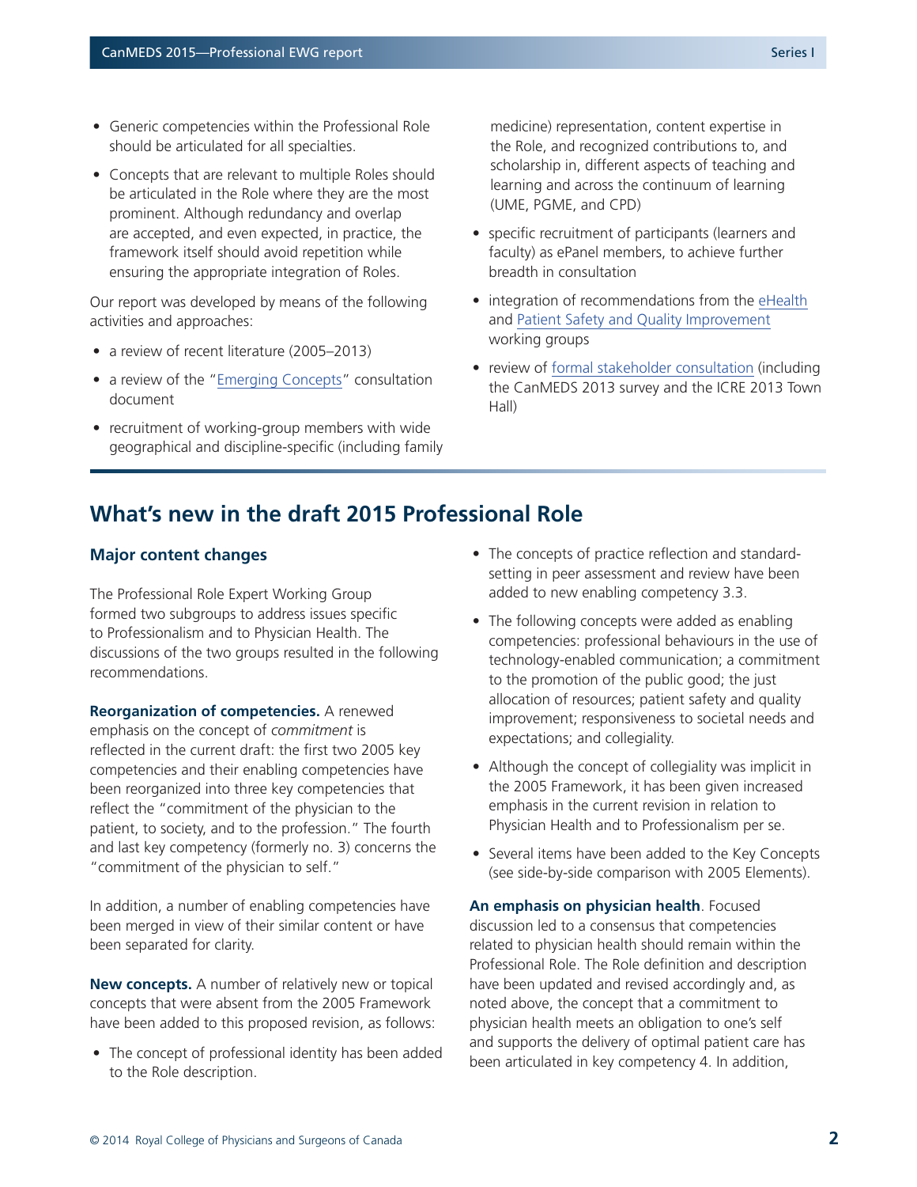- Generic competencies within the Professional Role should be articulated for all specialties.
- Concepts that are relevant to multiple Roles should be articulated in the Role where they are the most prominent. Although redundancy and overlap are accepted, and even expected, in practice, the framework itself should avoid repetition while ensuring the appropriate integration of Roles.

Our report was developed by means of the following activities and approaches:

- a review of recent literature (2005–2013)
- a review of the "Emerging Concepts" consultation document
- recruitment of working-group members with wide geographical and discipline-specific (including family medicine) representation, content expertise in the Role, and recognized contributions to, and scholarship in, different aspects of teaching and learning and across the continuum of learning (UME, PGME, and CPD)
- specific recruitment of participants (learners and faculty) as ePanel members, to achieve further breadth in consultation
- integration of recommendations from the eHealth and Patient Safety and Quality Improvement working groups
- review of formal stakeholder consultation (including the CanMEDS 2013 survey and the ICRE 2013 Town Hall)

## What's new in the draft 2015 Professional Role

### Major content changes

The Professional Role Expert Working Group formed two subgroups to address issues specific to Professionalism and to Physician Health. The discussions of the two groups resulted in the following recommendations.

**Reorganization of competencies.** A renewed emphasis on the concept of *commitment* is reflected in the current draft: the first two 2005 key competencies and their enabling competencies have been reorganized into three key competencies that reflect the "commitment of the physician to the patient, to society, and to the profession." The fourth and last key competency (formerly no. 3) concerns the "commitment of the physician to self."

In addition, a number of enabling competencies have been merged in view of their similar content or have been separated for clarity.

**New concepts.** A number of relatively new or topical concepts that were absent from the 2005 Framework have been added to this proposed revision, as follows:

- The concept of professional identity has been added to the Role description.
- The concepts of practice reflection and standard-setting in peer assessment and review have been added to new enabling competency 3.3.
- The following concepts were added as enabling competencies: professional behaviours in the use of technology-enabled communication; a commitment to the promotion of the public good; the just allocation of resources; patient safety and quality improvement; responsiveness to societal needs and expectations; and collegiality.
- Although the concept of collegiality was implicit in the 2005 Framework, it has been given increased emphasis in the current revision in relation to Physician Health and to Professionalism per se.
- Several items have been added to the Key Concepts (see side-by-side comparison with 2005 Elements).

**An emphasis on physician health**. Focused discussion led to a consensus that competencies related to physician health should remain within the Professional Role. The Role definition and description have been updated and revised accordingly and, as noted above, the concept that a commitment to physician health meets an obligation to one's self and supports the delivery of optimal patient care has been articulated in key competency 4. In addition,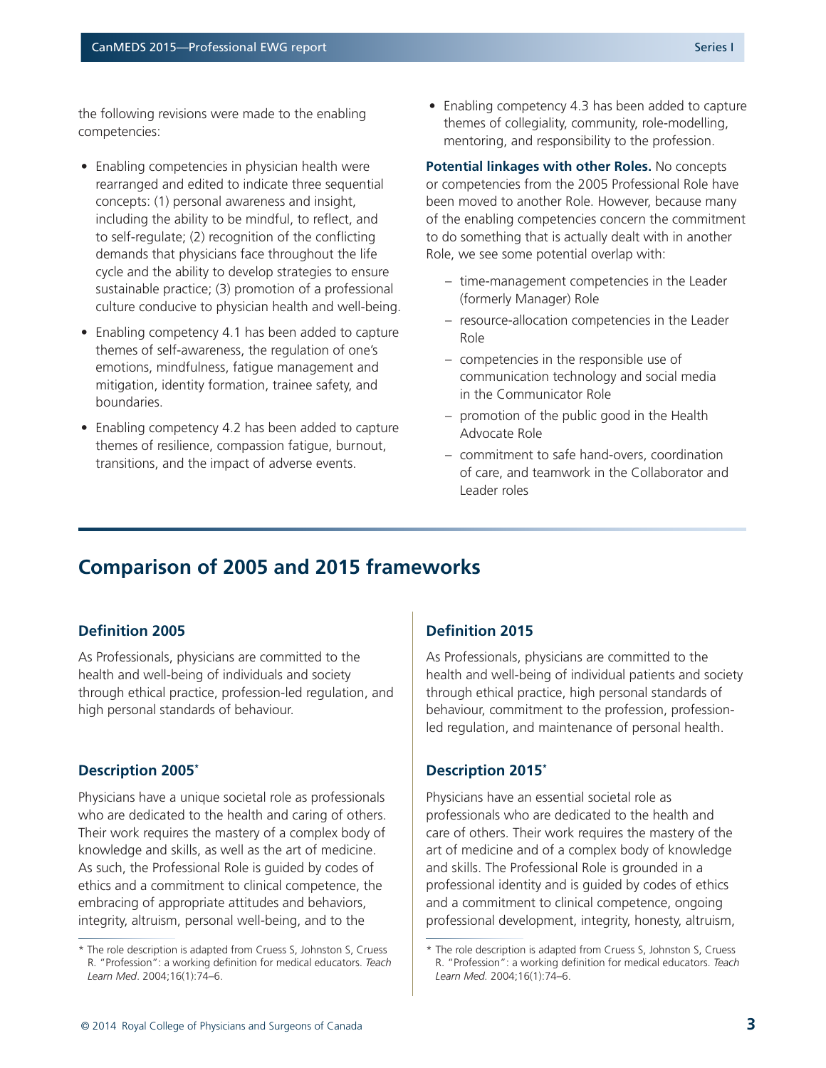the following revisions were made to the enabling competencies:

- Enabling competencies in physician health were rearranged and edited to indicate three sequential concepts: (1) personal awareness and insight, including the ability to be mindful, to reflect, and to self-regulate; (2) recognition of the conflicting demands that physicians face throughout the life cycle and the ability to develop strategies to ensure sustainable practice; (3) promotion of a professional culture conducive to physician health and well-being.
- Enabling competency 4.1 has been added to capture themes of self-awareness, the regulation of one's emotions, mindfulness, fatigue management and mitigation, identity formation, trainee safety, and boundaries.
- Enabling competency 4.2 has been added to capture themes of resilience, compassion fatigue, burnout, transitions, and the impact of adverse events.
- Enabling competency 4.3 has been added to capture themes of collegiality, community, role-modelling, mentoring, and responsibility to the profession.

**Potential linkages with other Roles.** No concepts or competencies from the 2005 Professional Role have been moved to another Role. However, because many of the enabling competencies concern the commitment to do something that is actually dealt with in another Role, we see some potential overlap with:

- time-management competencies in the Leader (formerly Manager) Role
- resource-allocation competencies in the Leader Role
- competencies in the responsible use of communication technology and social media in the Communicator Role
- promotion of the public good in the Health Advocate Role
- commitment to safe hand-overs, coordination of care, and teamwork in the Collaborator and Leader roles

## Comparison of 2005 and 2015 frameworks

### Definition 2005

As Professionals, physicians are committed to the health and well-being of individuals and society through ethical practice, profession-led regulation, and high personal standards of behaviour.

### Description 2005*

Physicians have a unique societal role as professionals who are dedicated to the health and caring of others. Their work requires the mastery of a complex body of knowledge and skills, as well as the art of medicine. As such, the Professional Role is guided by codes of ethics and a commitment to clinical competence, the embracing of appropriate attitudes and behaviors, integrity, altruism, personal well-being, and to the

\* The role description is adapted from Cruess S, Johnston S, Cruess R. "Profession": a working definition for medical educators. *Teach Learn Med*. 2004;16(1):74–6.

### Definition 2015

As Professionals, physicians are committed to the health and well-being of individual patients and society through ethical practice, high personal standards of behaviour, commitment to the profession, profession-led regulation, and maintenance of personal health.

### Description 2015*

Physicians have an essential societal role as professionals who are dedicated to the health and care of others. Their work requires the mastery of the art of medicine and of a complex body of knowledge and skills. The Professional Role is grounded in a professional identity and is guided by codes of ethics and a commitment to clinical competence, ongoing professional development, integrity, honesty, altruism,

\* The role description is adapted from Cruess S, Johnston S, Cruess R. "Profession": a working definition for medical educators. *Teach Learn Med.* 2004;16(1):74–6.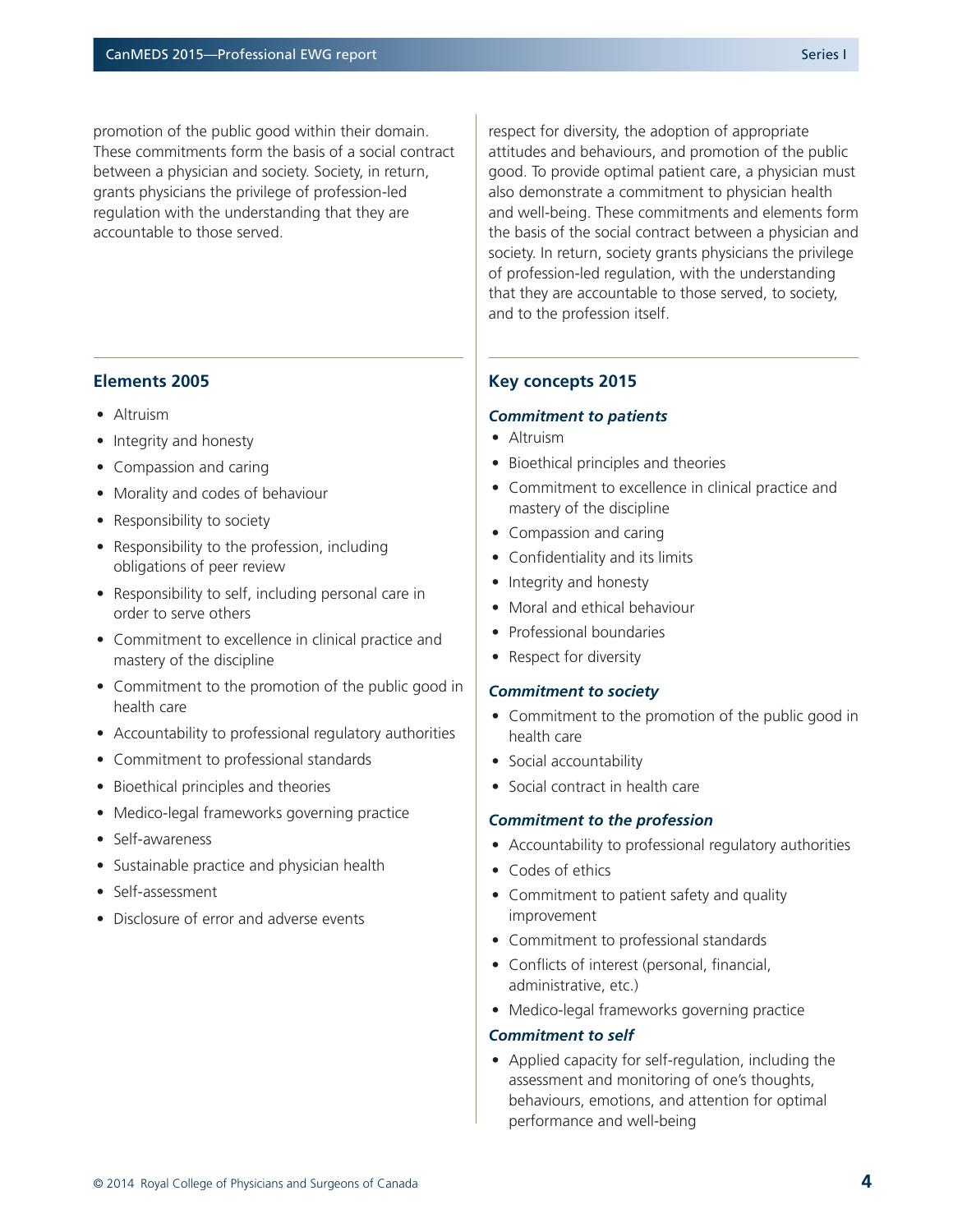promotion of the public good within their domain. These commitments form the basis of a social contract between a physician and society. Society, in return, grants physicians the privilege of profession-led regulation with the understanding that they are accountable to those served.

respect for diversity, the adoption of appropriate attitudes and behaviours, and promotion of the public good. To provide optimal patient care, a physician must also demonstrate a commitment to physician health and well-being. These commitments and elements form the basis of the social contract between a physician and society. In return, society grants physicians the privilege of profession-led regulation, with the understanding that they are accountable to those served, to society, and to the profession itself.

### Elements 2005

- Altruism
- Integrity and honesty
- Compassion and caring
- Morality and codes of behaviour
- Responsibility to society
- Responsibility to the profession, including obligations of peer review
- Responsibility to self, including personal care in order to serve others
- Commitment to excellence in clinical practice and mastery of the discipline
- Commitment to the promotion of the public good in health care
- Accountability to professional regulatory authorities
- Commitment to professional standards
- Bioethical principles and theories
- Medico-legal frameworks governing practice
- Self-awareness
- Sustainable practice and physician health
- Self-assessment
- Disclosure of error and adverse events

### Key concepts 2015

#### *Commitment to patients*

- Altruism
- Bioethical principles and theories
- Commitment to excellence in clinical practice and mastery of the discipline
- Compassion and caring
- Confidentiality and its limits
- Integrity and honesty
- Moral and ethical behaviour
- Professional boundaries
- Respect for diversity

#### *Commitment to society*

- Commitment to the promotion of the public good in health care
- Social accountability
- Social contract in health care

#### *Commitment to the profession*

- Accountability to professional regulatory authorities
- Codes of ethics
- Commitment to patient safety and quality improvement
- Commitment to professional standards
- Conflicts of interest (personal, financial, administrative, etc.)
- Medico-legal frameworks governing practice

#### *Commitment to self*

- Applied capacity for self-regulation, including the assessment and monitoring of one's thoughts, behaviours, emotions, and attention for optimal performance and well-being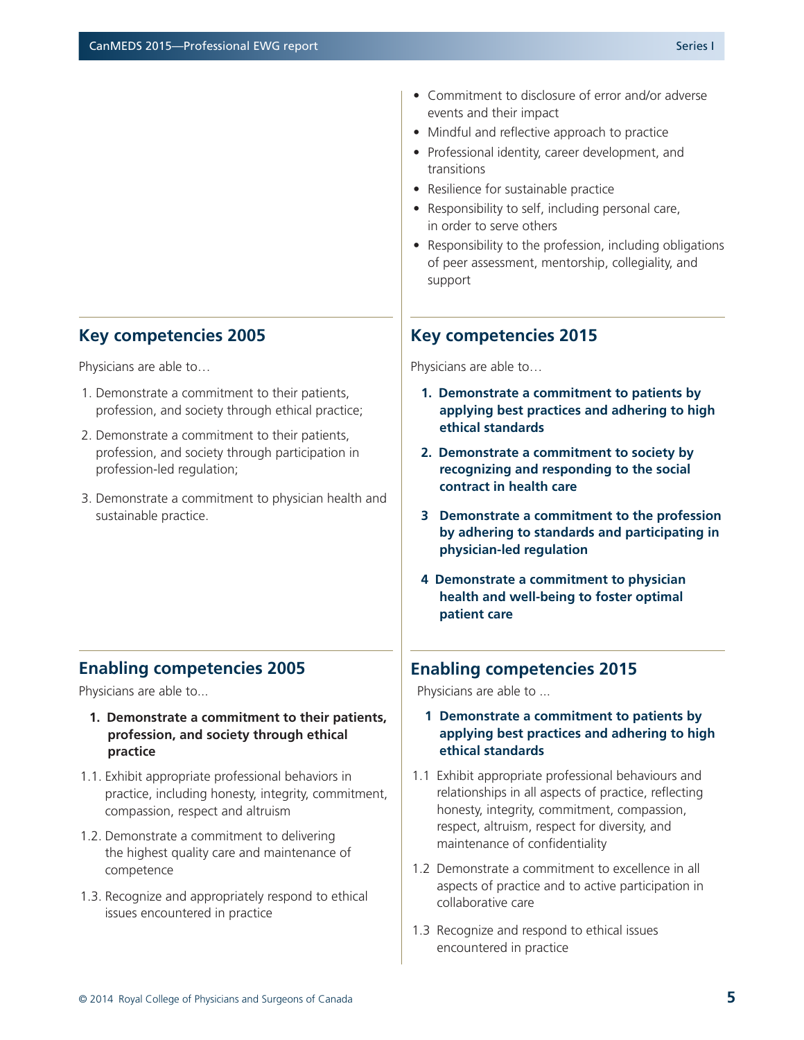- Commitment to disclosure of error and/or adverse events and their impact
- Mindful and reflective approach to practice
- Professional identity, career development, and transitions
- Resilience for sustainable practice
- Responsibility to self, including personal care, in order to serve others
- Responsibility to the profession, including obligations of peer assessment, mentorship, collegiality, and support

## Key competencies 2005

Physicians are able to…

1. Demonstrate a commitment to their patients, profession, and society through ethical practice;
2. Demonstrate a commitment to their patients, profession, and society through participation in profession-led regulation;
3. Demonstrate a commitment to physician health and sustainable practice.

## Key competencies 2015

Physicians are able to…

1. **Demonstrate a commitment to patients by applying best practices and adhering to high ethical standards**
2. **Demonstrate a commitment to society by recognizing and responding to the social contract in health care**
3. **Demonstrate a commitment to the profession by adhering to standards and participating in physician-led regulation**
4. **Demonstrate a commitment to physician health and well-being to foster optimal patient care**

## Enabling competencies 2005

Physicians are able to...

**1. Demonstrate a commitment to their patients, profession, and society through ethical practice**

1.1. Exhibit appropriate professional behaviors in practice, including honesty, integrity, commitment, compassion, respect and altruism

1.2. Demonstrate a commitment to delivering the highest quality care and maintenance of competence

1.3. Recognize and appropriately respond to ethical issues encountered in practice

## Enabling competencies 2015

Physicians are able to ...

**1 Demonstrate a commitment to patients by applying best practices and adhering to high ethical standards**

1.1 Exhibit appropriate professional behaviours and relationships in all aspects of practice, reflecting honesty, integrity, commitment, compassion, respect, altruism, respect for diversity, and maintenance of confidentiality

1.2 Demonstrate a commitment to excellence in all aspects of practice and to active participation in collaborative care

1.3 Recognize and respond to ethical issues encountered in practice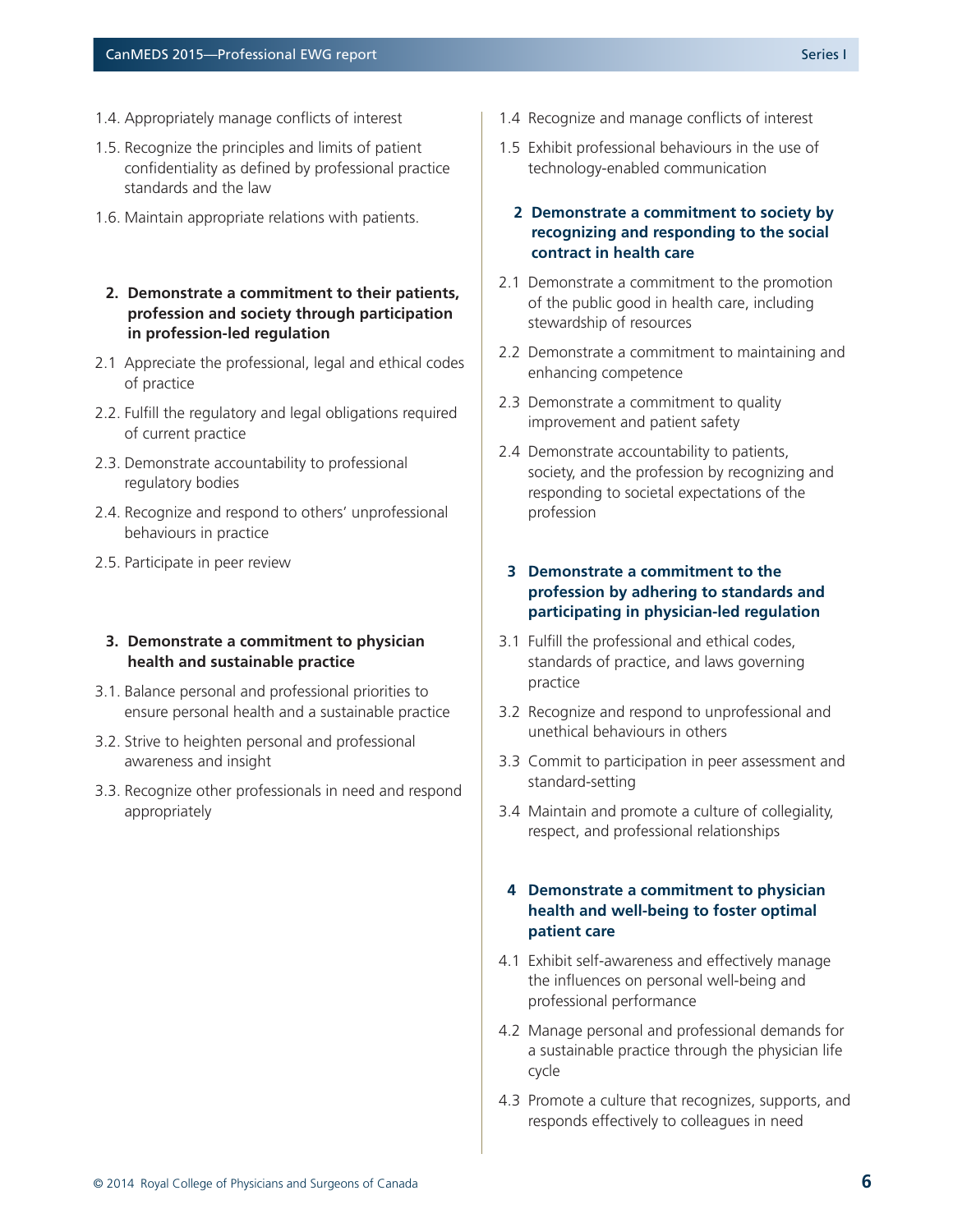1.4. Appropriately manage conflicts of interest

1.5. Recognize the principles and limits of patient confidentiality as defined by professional practice standards and the law

1.6. Maintain appropriate relations with patients.

**2. Demonstrate a commitment to their patients, profession and society through participation in profession-led regulation**

2.1 Appreciate the professional, legal and ethical codes of practice

2.2. Fulfill the regulatory and legal obligations required of current practice

2.3. Demonstrate accountability to professional regulatory bodies

2.4. Recognize and respond to others' unprofessional behaviours in practice

2.5. Participate in peer review

**3. Demonstrate a commitment to physician health and sustainable practice**

3.1. Balance personal and professional priorities to ensure personal health and a sustainable practice

3.2. Strive to heighten personal and professional awareness and insight

3.3. Recognize other professionals in need and respond appropriately

1.4 Recognize and manage conflicts of interest

1.5 Exhibit professional behaviours in the use of technology-enabled communication

**2 Demonstrate a commitment to society by recognizing and responding to the social contract in health care**

2.1 Demonstrate a commitment to the promotion of the public good in health care, including stewardship of resources

2.2 Demonstrate a commitment to maintaining and enhancing competence

2.3 Demonstrate a commitment to quality improvement and patient safety

2.4 Demonstrate accountability to patients, society, and the profession by recognizing and responding to societal expectations of the profession

**3 Demonstrate a commitment to the profession by adhering to standards and participating in physician-led regulation**

3.1 Fulfill the professional and ethical codes, standards of practice, and laws governing practice

3.2 Recognize and respond to unprofessional and unethical behaviours in others

3.3 Commit to participation in peer assessment and standard-setting

3.4 Maintain and promote a culture of collegiality, respect, and professional relationships

**4 Demonstrate a commitment to physician health and well-being to foster optimal patient care**

4.1 Exhibit self-awareness and effectively manage the influences on personal well-being and professional performance

4.2 Manage personal and professional demands for a sustainable practice through the physician life cycle

4.3 Promote a culture that recognizes, supports, and responds effectively to colleagues in need